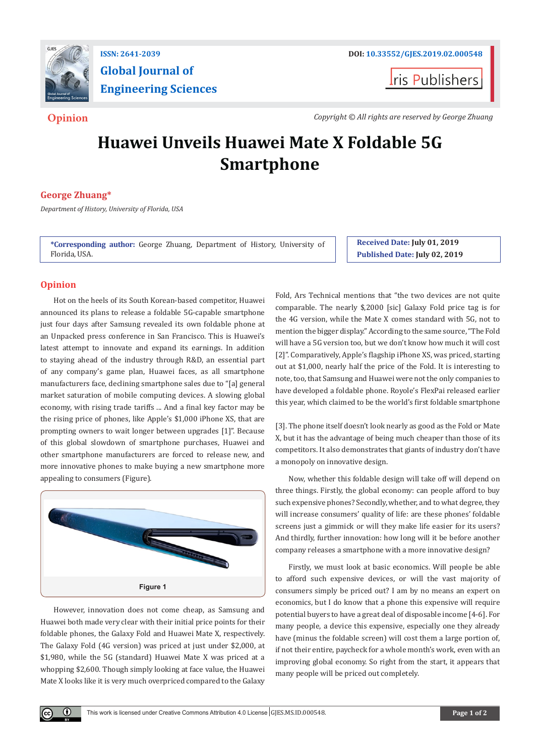ISSN: 2641-2039

DOI: 10.33552/GJES.2019.02.000548

# Global Journal of Engineering Sciences

Iris Publishers

**Opinion**

*Copyright © All rights are reserved by George Zhuang*

# Huawei Unveils Huawei Mate X Foldable 5G Smartphone

**George Zhuang***

*Department of History, University of Florida, USA*

***Corresponding author:** George Zhuang, Department of History, University of Florida, USA.

**Received Date:** July 01, 2019

**Published Date:** July 02, 2019

## Opinion

Hot on the heels of its South Korean-based competitor, Huawei announced its plans to release a foldable 5G-capable smartphone just four days after Samsung revealed its own foldable phone at an Unpacked press conference in San Francisco. This is Huawei's latest attempt to innovate and expand its earnings. In addition to staying ahead of the industry through R&D, an essential part of any company's game plan, Huawei faces, as all smartphone manufacturers face, declining smartphone sales due to "[a] general market saturation of mobile computing devices. A slowing global economy, with rising trade tariffs ... And a final key factor may be the rising price of phones, like Apple's $1,000 iPhone XS, that are prompting owners to wait longer between upgrades [1]". Because of this global slowdown of smartphone purchases, Huawei and other smartphone manufacturers are forced to release new, and more innovative phones to make buying a new smartphone more appealing to consumers (Figure).

Figure 1

However, innovation does not come cheap, as Samsung and Huawei both made very clear with their initial price points for their foldable phones, the Galaxy Fold and Huawei Mate X, respectively. The Galaxy Fold (4G version) was priced at just under $2,000, at $1,980, while the 5G (standard) Huawei Mate X was priced at a whopping $2,600. Though simply looking at face value, the Huawei Mate X looks like it is very much overpriced compared to the Galaxy Fold, Ars Technical mentions that "the two devices are not quite comparable. The nearly $,2000 [sic] Galaxy Fold price tag is for the 4G version, while the Mate X comes standard with 5G, not to mention the bigger display." According to the same source, "The Fold will have a 5G version too, but we don't know how much it will cost [2]". Comparatively, Apple's flagship iPhone XS, was priced, starting out at $1,000, nearly half the price of the Fold. It is interesting to note, too, that Samsung and Huawei were not the only companies to have developed a foldable phone. Royole's FlexPai released earlier this year, which claimed to be the world's first foldable smartphone [3]. The phone itself doesn't look nearly as good as the Fold or Mate X, but it has the advantage of being much cheaper than those of its competitors. It also demonstrates that giants of industry don't have a monopoly on innovative design.

Now, whether this foldable design will take off will depend on three things. Firstly, the global economy: can people afford to buy such expensive phones? Secondly, whether, and to what degree, they will increase consumers' quality of life: are these phones' foldable screens just a gimmick or will they make life easier for its users? And thirdly, further innovation: how long will it be before another company releases a smartphone with a more innovative design?

Firstly, we must look at basic economics. Will people be able to afford such expensive devices, or will the vast majority of consumers simply be priced out? I am by no means an expert on economics, but I do know that a phone this expensive will require potential buyers to have a great deal of disposable income [4-6]. For many people, a device this expensive, especially one they already have (minus the foldable screen) will cost them a large portion of, if not their entire, paycheck for a whole month's work, even with an improving global economy. So right from the start, it appears that many people will be priced out completely.

This work is licensed under Creative Commons Attribution 4.0 License | GJES.MS.ID.000548.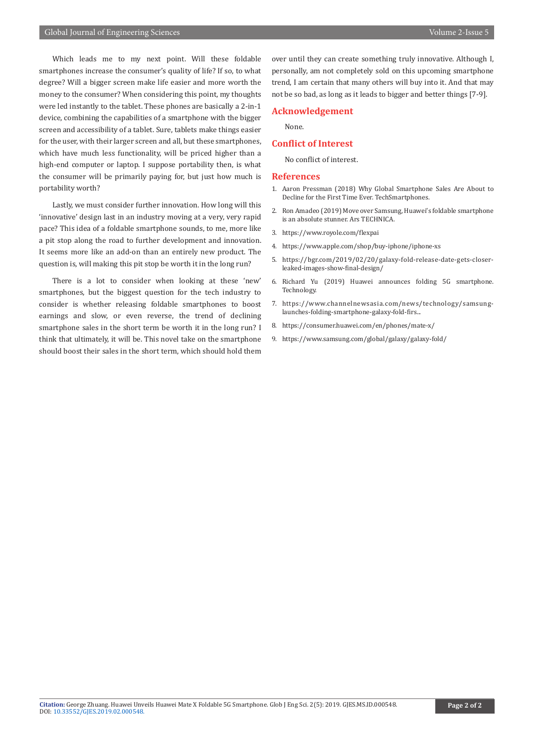Which leads me to my next point. Will these foldable smartphones increase the consumer's quality of life? If so, to what degree? Will a bigger screen make life easier and more worth the money to the consumer? When considering this point, my thoughts were led instantly to the tablet. These phones are basically a 2-in-1 device, combining the capabilities of a smartphone with the bigger screen and accessibility of a tablet. Sure, tablets make things easier for the user, with their larger screen and all, but these smartphones, which have much less functionality, will be priced higher than a high-end computer or laptop. I suppose portability then, is what the consumer will be primarily paying for, but just how much is portability worth?

Lastly, we must consider further innovation. How long will this 'innovative' design last in an industry moving at a very, very rapid pace? This idea of a foldable smartphone sounds, to me, more like a pit stop along the road to further development and innovation. It seems more like an add-on than an entirely new product. The question is, will making this pit stop be worth it in the long run?

There is a lot to consider when looking at these 'new' smartphones, but the biggest question for the tech industry to consider is whether releasing foldable smartphones to boost earnings and slow, or even reverse, the trend of declining smartphone sales in the short term be worth it in the long run? I think that ultimately, it will be. This novel take on the smartphone should boost their sales in the short term, which should hold them over until they can create something truly innovative. Although I, personally, am not completely sold on this upcoming smartphone trend, I am certain that many others will buy into it. And that may not be so bad, as long as it leads to bigger and better things [7-9].

## Acknowledgement

None.

## Conflict of Interest

No conflict of interest.

## References

1. Aaron Pressman (2018) Why Global Smartphone Sales Are About to Decline for the First Time Ever. TechSmartphones.
2. Ron Amadeo (2019) Move over Samsung, Huawei's foldable smartphone is an absolute stunner. Ars TECHNICA.
3. https://www.royole.com/flexpai
4. https://www.apple.com/shop/buy-iphone/iphone-xs
5. https://bgr.com/2019/02/20/galaxy-fold-release-date-gets-closer-leaked-images-show-final-design/
6. Richard Yu (2019) Huawei announces folding 5G smartphone. Technology.
7. https://www.channelnewsasia.com/news/technology/samsung-launches-folding-smartphone-galaxy-fold-firs...
8. https://consumer.huawei.com/en/phones/mate-x/
9. https://www.samsung.com/global/galaxy/galaxy-fold/